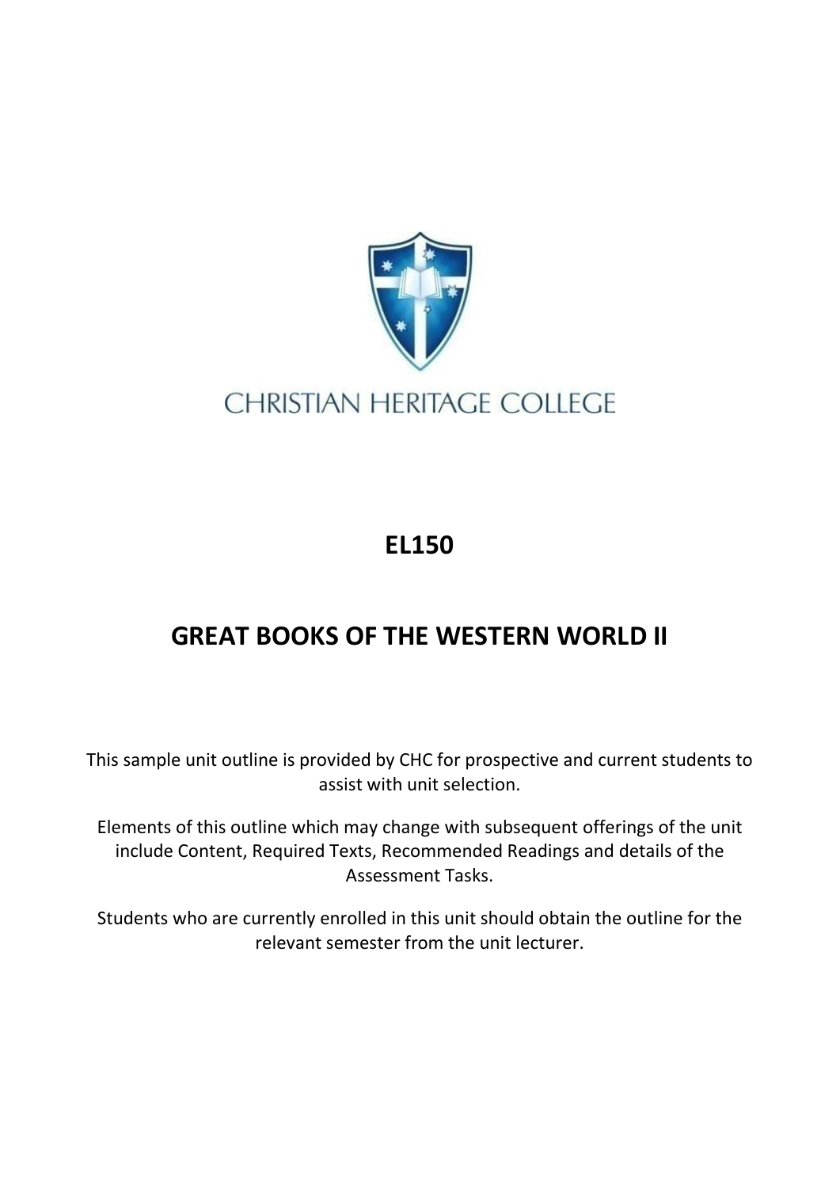CHRISTIAN HERITAGE COLLEGE

# EL150

# GREAT BOOKS OF THE WESTERN WORLD II

This sample unit outline is provided by CHC for prospective and current students to assist with unit selection.

Elements of this outline which may change with subsequent offerings of the unit include Content, Required Texts, Recommended Readings and details of the Assessment Tasks.

Students who are currently enrolled in this unit should obtain the outline for the relevant semester from the unit lecturer.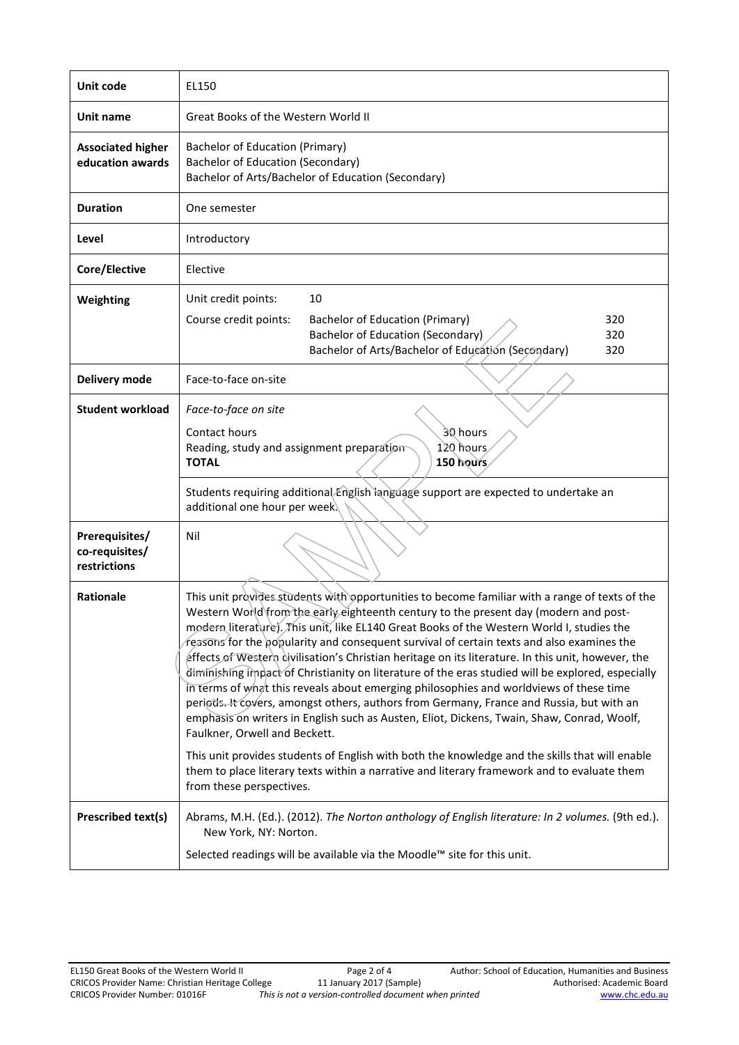| | |
|---|---|
| **Unit code** | EL150 |
| **Unit name** | Great Books of the Western World II |
| **Associated higher education awards** | Bachelor of Education (Primary)<br>Bachelor of Education (Secondary)<br>Bachelor of Arts/Bachelor of Education (Secondary) |
| **Duration** | One semester |
| **Level** | Introductory |
| **Core/Elective** | Elective |
| **Weighting** | Unit credit points: 10<br>Course credit points: Bachelor of Education (Primary) 320<br>Bachelor of Education (Secondary) 320<br>Bachelor of Arts/Bachelor of Education (Secondary) 320 |
| **Delivery mode** | Face-to-face on-site |
| **Student workload** | *Face-to-face on site*<br>Contact hours 30 hours<br>Reading, study and assignment preparation 120 hours<br>**TOTAL** **150 hours**<br><br>Students requiring additional English language support are expected to undertake an additional one hour per week. |
| **Prerequisites/ co-requisites/ restrictions** | Nil |
| **Rationale** | This unit provides students with opportunities to become familiar with a range of texts of the Western World from the early eighteenth century to the present day (modern and post-modern literature). This unit, like EL140 Great Books of the Western World I, studies the reasons for the popularity and consequent survival of certain texts and also examines the effects of Western civilisation's Christian heritage on its literature. In this unit, however, the diminishing impact of Christianity on literature of the eras studied will be explored, especially in terms of what this reveals about emerging philosophies and worldviews of these time periods. It covers, amongst others, authors from Germany, France and Russia, but with an emphasis on writers in English such as Austen, Eliot, Dickens, Twain, Shaw, Conrad, Woolf, Faulkner, Orwell and Beckett.<br><br>This unit provides students of English with both the knowledge and the skills that will enable them to place literary texts within a narrative and literary framework and to evaluate them from these perspectives. |
| **Prescribed text(s)** | Abrams, M.H. (Ed.). (2012). *The Norton anthology of English literature: In 2 volumes.* (9th ed.). New York, NY: Norton.<br><br>Selected readings will be available via the Moodle™ site for this unit. |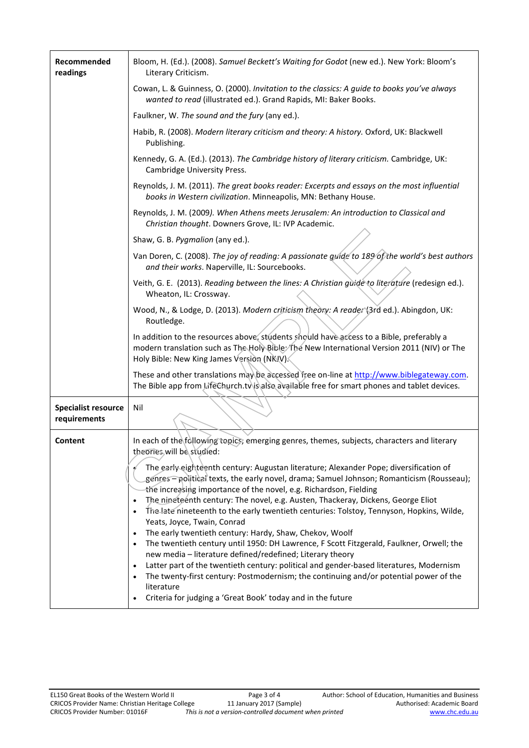| | |
|---|---|
| **Recommended readings** | Bloom, H. (Ed.). (2008). *Samuel Beckett's Waiting for Godot* (new ed.). New York: Bloom's Literary Criticism.<br><br>Cowan, L. & Guinness, O. (2000). *Invitation to the classics: A guide to books you've always wanted to read* (illustrated ed.). Grand Rapids, MI: Baker Books.<br><br>Faulkner, W. *The sound and the fury* (any ed.).<br><br>Habib, R. (2008). *Modern literary criticism and theory: A history.* Oxford, UK: Blackwell Publishing.<br><br>Kennedy, G. A. (Ed.). (2013). *The Cambridge history of literary criticism.* Cambridge, UK: Cambridge University Press.<br><br>Reynolds, J. M. (2011). *The great books reader: Excerpts and essays on the most influential books in Western civilization*. Minneapolis, MN: Bethany House.<br><br>Reynolds, J. M. (2009*). When Athens meets Jerusalem: An introduction to Classical and Christian thought*. Downers Grove, IL: IVP Academic.<br><br>Shaw, G. B. *Pygmalion* (any ed.).<br><br>Van Doren, C. (2008). *The joy of reading: A passionate guide to 189 of the world's best authors and their works*. Naperville, IL: Sourcebooks.<br><br>Veith, G. E. (2013). *Reading between the lines: A Christian guide to literature* (redesign ed.). Wheaton, IL: Crossway.<br><br>Wood, N., & Lodge, D. (2013). *Modern criticism theory: A reader* (3rd ed.). Abingdon, UK: Routledge.<br><br>In addition to the resources above, students should have access to a Bible, preferably a modern translation such as The Holy Bible: The New International Version 2011 (NIV) or The Holy Bible: New King James Version (NKJV).<br><br>These and other translations may be accessed free on-line at http://www.biblegateway.com. The Bible app from LifeChurch.tv is also available free for smart phones and tablet devices. |
| **Specialist resource requirements** | Nil |
| **Content** | In each of the following topics, emerging genres, themes, subjects, characters and literary theories will be studied:<br><br>• The early eighteenth century: Augustan literature; Alexander Pope; diversification of genres – political texts, the early novel, drama; Samuel Johnson; Romanticism (Rousseau); the increasing importance of the novel, e.g. Richardson, Fielding<br>• The nineteenth century: The novel, e.g. Austen, Thackeray, Dickens, George Eliot<br>• The late nineteenth to the early twentieth centuries: Tolstoy, Tennyson, Hopkins, Wilde, Yeats, Joyce, Twain, Conrad<br>• The early twentieth century: Hardy, Shaw, Chekov, Woolf<br>• The twentieth century until 1950: DH Lawrence, F Scott Fitzgerald, Faulkner, Orwell; the new media – literature defined/redefined; Literary theory<br>• Latter part of the twentieth century: political and gender-based literatures, Modernism<br>• The twenty-first century: Postmodernism; the continuing and/or potential power of the literature<br>• Criteria for judging a 'Great Book' today and in the future |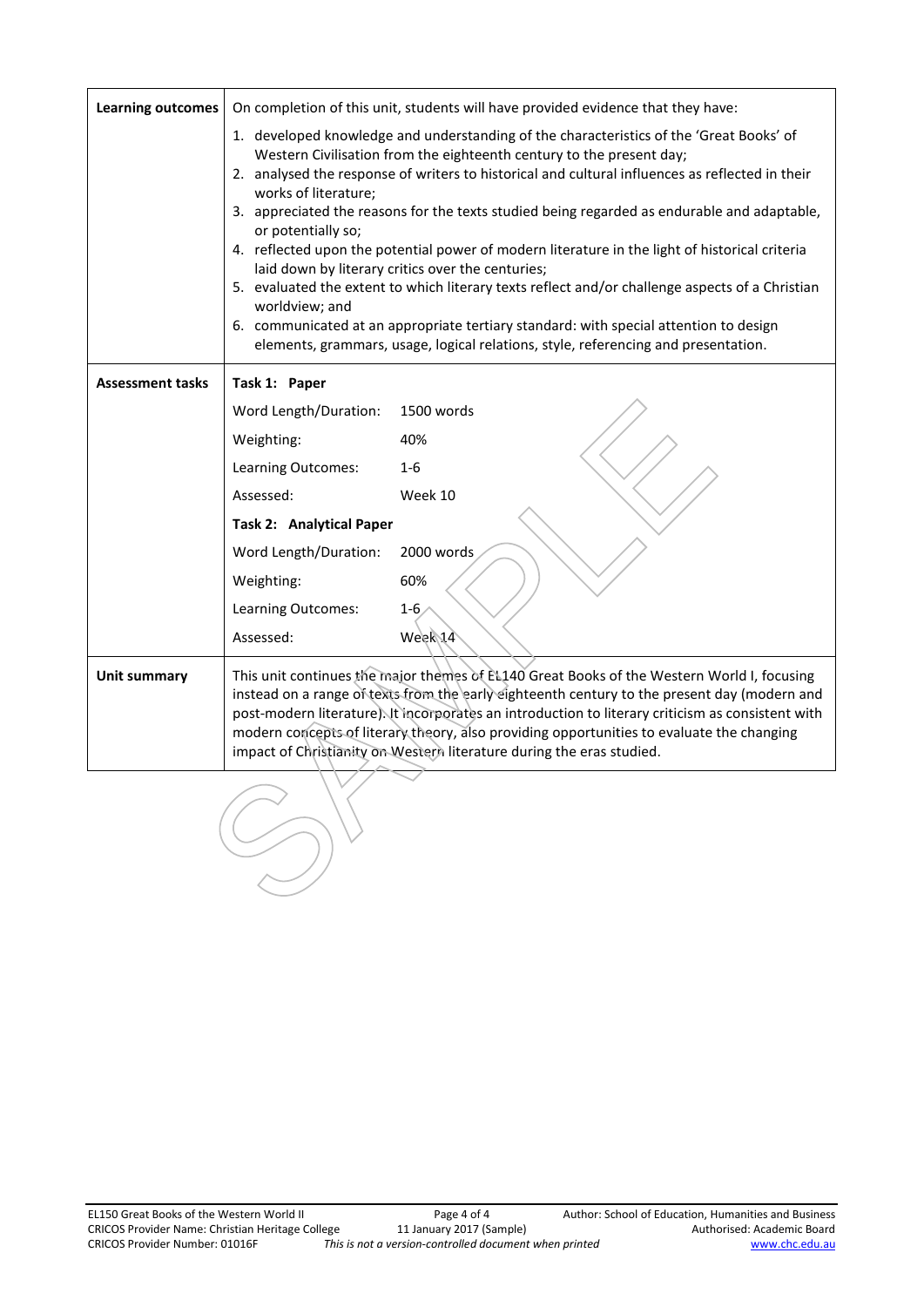| | |
|---|---|
| **Learning outcomes** | On completion of this unit, students will have provided evidence that they have:<br>1. developed knowledge and understanding of the characteristics of the 'Great Books' of Western Civilisation from the eighteenth century to the present day;<br>2. analysed the response of writers to historical and cultural influences as reflected in their works of literature;<br>3. appreciated the reasons for the texts studied being regarded as endurable and adaptable, or potentially so;<br>4. reflected upon the potential power of modern literature in the light of historical criteria laid down by literary critics over the centuries;<br>5. evaluated the extent to which literary texts reflect and/or challenge aspects of a Christian worldview; and<br>6. communicated at an appropriate tertiary standard: with special attention to design elements, grammars, usage, logical relations, style, referencing and presentation. |
| **Assessment tasks** | **Task 1: Paper**<br>Word Length/Duration: 1500 words<br>Weighting: 40%<br>Learning Outcomes: 1-6<br>Assessed: Week 10<br>**Task 2: Analytical Paper**<br>Word Length/Duration: 2000 words<br>Weighting: 60%<br>Learning Outcomes: 1-6<br>Assessed: Week 14 |
| **Unit summary** | This unit continues the major themes of EL140 Great Books of the Western World I, focusing instead on a range of texts from the early eighteenth century to the present day (modern and post-modern literature). It incorporates an introduction to literary criticism as consistent with modern concepts of literary theory, also providing opportunities to evaluate the changing impact of Christianity on Western literature during the eras studied. |